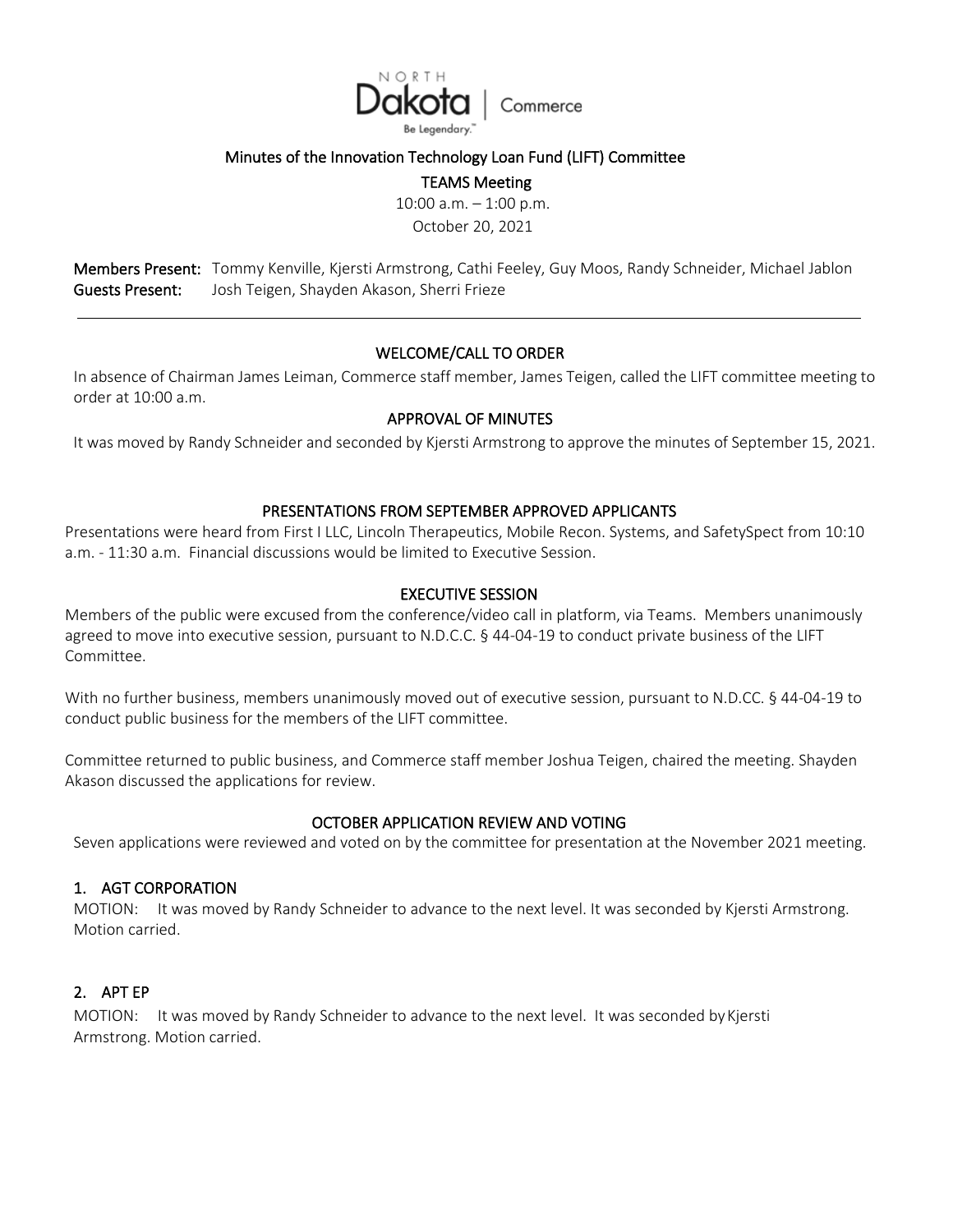# Minutes of the Innovation Technology Loan Fund (LIFT) Committee

## TEAMS Meeting

10:00 a.m. – 1:00 p.m.
October 20, 2021

**Members Present:** Tommy Kenville, Kjersti Armstrong, Cathi Feeley, Guy Moos, Randy Schneider, Michael Jablon
**Guests Present:** Josh Teigen, Shayden Akason, Sherri Frieze

---

### WELCOME/CALL TO ORDER

In absence of Chairman James Leiman, Commerce staff member, James Teigen, called the LIFT committee meeting to order at 10:00 a.m.

### APPROVAL OF MINUTES

It was moved by Randy Schneider and seconded by Kjersti Armstrong to approve the minutes of September 15, 2021.

### PRESENTATIONS FROM SEPTEMBER APPROVED APPLICANTS

Presentations were heard from First I LLC, Lincoln Therapeutics, Mobile Recon. Systems, and SafetySpect from 10:10 a.m. - 11:30 a.m. Financial discussions would be limited to Executive Session.

### EXECUTIVE SESSION

Members of the public were excused from the conference/video call in platform, via Teams. Members unanimously agreed to move into executive session, pursuant to N.D.C.C. § 44-04-19 to conduct private business of the LIFT Committee.

With no further business, members unanimously moved out of executive session, pursuant to N.D.CC. § 44-04-19 to conduct public business for the members of the LIFT committee.

Committee returned to public business, and Commerce staff member Joshua Teigen, chaired the meeting. Shayden Akason discussed the applications for review.

### OCTOBER APPLICATION REVIEW AND VOTING

Seven applications were reviewed and voted on by the committee for presentation at the November 2021 meeting.

#### 1. AGT CORPORATION

MOTION: It was moved by Randy Schneider to advance to the next level. It was seconded by Kjersti Armstrong. Motion carried.

#### 2. APT EP

MOTION: It was moved by Randy Schneider to advance to the next level. It was seconded by Kjersti Armstrong. Motion carried.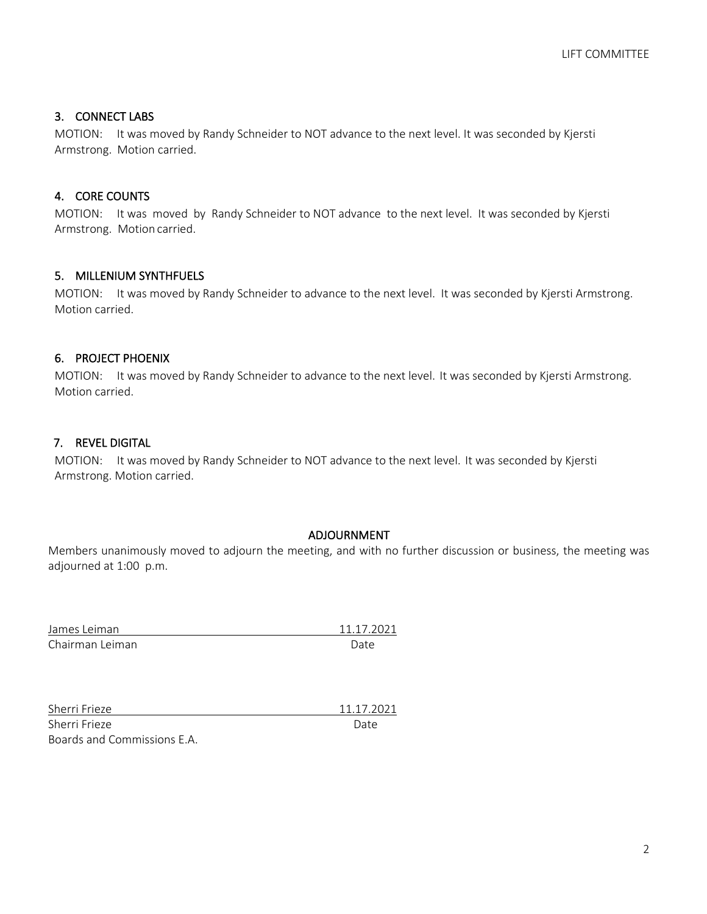### 3. CONNECT LABS

MOTION: It was moved by Randy Schneider to NOT advance to the next level. It was seconded by Kjersti Armstrong. Motion carried.

### 4. CORE COUNTS

MOTION: It was moved by Randy Schneider to NOT advance to the next level. It was seconded by Kjersti Armstrong. Motion carried.

### 5. MILLENIUM SYNTHFUELS

MOTION: It was moved by Randy Schneider to advance to the next level. It was seconded by Kjersti Armstrong. Motion carried.

### 6. PROJECT PHOENIX

MOTION: It was moved by Randy Schneider to advance to the next level. It was seconded by Kjersti Armstrong. Motion carried.

### 7. REVEL DIGITAL

MOTION: It was moved by Randy Schneider to NOT advance to the next level. It was seconded by Kjersti Armstrong. Motion carried.

## ADJOURNMENT

Members unanimously moved to adjourn the meeting, and with no further discussion or business, the meeting was adjourned at 1:00 p.m.

James Leiman — 11.17.2021
Chairman Leiman — Date

Sherri Frieze — 11.17.2021
Sherri Frieze — Date
Boards and Commissions E.A.